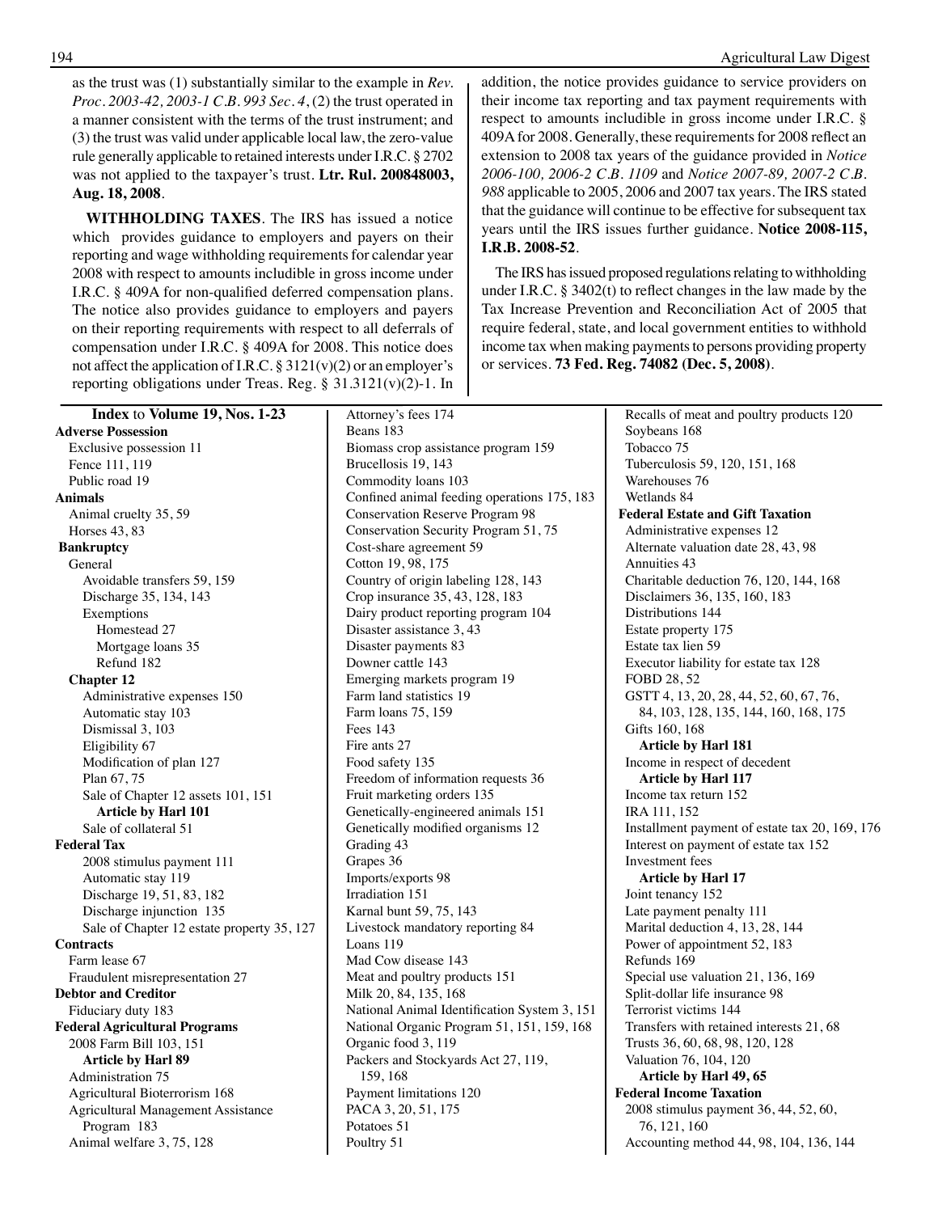as the trust was (1) substantially similar to the example in *Rev. Proc. 2003-42, 2003-1 C.B. 993 Sec. 4*, (2) the trust operated in a manner consistent with the terms of the trust instrument; and (3) the trust was valid under applicable local law, the zero-value rule generally applicable to retained interests under I.R.C. § 2702 was not applied to the taxpayer's trust. **Ltr. Rul. 200848003, Aug. 18, 2008**.

**WITHHOLDING TAXES**. The IRS has issued a notice which provides guidance to employers and payers on their reporting and wage withholding requirements for calendar year 2008 with respect to amounts includible in gross income under I.R.C. § 409A for non-qualified deferred compensation plans. The notice also provides guidance to employers and payers on their reporting requirements with respect to all deferrals of compensation under I.R.C. § 409A for 2008. This notice does not affect the application of I.R.C. § 3121(v)(2) or an employer's reporting obligations under Treas. Reg. § 31.3121(v)(2)-1. In addition, the notice provides guidance to service providers on their income tax reporting and tax payment requirements with respect to amounts includible in gross income under I.R.C. § 409A for 2008. Generally, these requirements for 2008 reflect an extension to 2008 tax years of the guidance provided in *Notice 2006-100, 2006-2 C.B. 1109* and *Notice 2007-89, 2007-2 C.B. 988* applicable to 2005, 2006 and 2007 tax years. The IRS stated that the guidance will continue to be effective for subsequent tax years until the IRS issues further guidance. **Notice 2008-115, I.R.B. 2008-52**.

The IRS has issued proposed regulations relating to withholding under I.R.C. § 3402(t) to reflect changes in the law made by the Tax Increase Prevention and Reconciliation Act of 2005 that require federal, state, and local government entities to withhold income tax when making payments to persons providing property or services. **73 Fed. Reg. 74082 (Dec. 5, 2008)**.

## Index to Volume 19, Nos. 1-23

**Adverse Possession**
- Exclusive possession 11
- Fence 111, 119
- Public road 19

**Animals**
- Animal cruelty 35, 59
- Horses 43, 83

**Bankruptcy**
- General
  - Avoidable transfers 59, 159
  - Discharge 35, 134, 143
  - Exemptions
    - Homestead 27
    - Mortgage loans 35
    - Refund 182
- **Chapter 12**
  - Administrative expenses 150
  - Automatic stay 103
  - Dismissal 3, 103
  - Eligibility 67
  - Modification of plan 127
  - Plan 67, 75
  - Sale of Chapter 12 assets 101, 151
    - **Article by Harl 101**
  - Sale of collateral 51

**Federal Tax**
- 2008 stimulus payment 111
- Automatic stay 119
- Discharge 19, 51, 83, 182
- Discharge injunction 135
- Sale of Chapter 12 estate property 35, 127

**Contracts**
- Farm lease 67
- Fraudulent misrepresentation 27

**Debtor and Creditor**
- Fiduciary duty 183

**Federal Agricultural Programs**
- 2008 Farm Bill 103, 151
  - **Article by Harl 89**
- Administration 75
- Agricultural Bioterrorism 168
- Agricultural Management Assistance Program 183
- Animal welfare 3, 75, 128
- Attorney's fees 174
- Beans 183
- Biomass crop assistance program 159
- Brucellosis 19, 143
- Commodity loans 103
- Confined animal feeding operations 175, 183
- Conservation Reserve Program 98
- Conservation Security Program 51, 75
- Cost-share agreement 59
- Cotton 19, 98, 175
- Country of origin labeling 128, 143
- Crop insurance 35, 43, 128, 183
- Dairy product reporting program 104
- Disaster assistance 3, 43
- Disaster payments 83
- Downer cattle 143
- Emerging markets program 19
- Farm land statistics 19
- Farm loans 75, 159
- Fees 143
- Fire ants 27
- Food safety 135
- Freedom of information requests 36
- Fruit marketing orders 135
- Genetically-engineered animals 151
- Genetically modified organisms 12
- Grading 43
- Grapes 36
- Imports/exports 98
- Irradiation 151
- Karnal bunt 59, 75, 143
- Livestock mandatory reporting 84
- Loans 119
- Mad Cow disease 143
- Meat and poultry products 151
- Milk 20, 84, 135, 168
- National Animal Identification System 3, 151
- National Organic Program 51, 151, 159, 168
- Organic food 3, 119
- Packers and Stockyards Act 27, 119, 159, 168
- Payment limitations 120
- PACA 3, 20, 51, 175
- Potatoes 51
- Poultry 51
- Recalls of meat and poultry products 120
- Soybeans 168
- Tobacco 75
- Tuberculosis 59, 120, 151, 168
- Warehouses 76
- Wetlands 84

**Federal Estate and Gift Taxation**
- Administrative expenses 12
- Alternate valuation date 28, 43, 98
- Annuities 43
- Charitable deduction 76, 120, 144, 168
- Disclaimers 36, 135, 160, 183
- Distributions 144
- Estate property 175
- Estate tax lien 59
- Executor liability for estate tax 128
- FOBD 28, 52
- GSTT 4, 13, 20, 28, 44, 52, 60, 67, 76, 84, 103, 128, 135, 144, 160, 168, 175
- Gifts 160, 168
  - **Article by Harl 181**
- Income in respect of decedent
  - **Article by Harl 117**
- Income tax return 152
- IRA 111, 152
- Installment payment of estate tax 20, 169, 176
- Interest on payment of estate tax 152
- Investment fees
  - **Article by Harl 17**
- Joint tenancy 152
- Late payment penalty 111
- Marital deduction 4, 13, 28, 144
- Power of appointment 52, 183
- Refunds 169
- Special use valuation 21, 136, 169
- Split-dollar life insurance 98
- Terrorist victims 144
- Transfers with retained interests 21, 68
- Trusts 36, 60, 68, 98, 120, 128
- Valuation 76, 104, 120
  - **Article by Harl 49, 65**

**Federal Income Taxation**
- 2008 stimulus payment 36, 44, 52, 60, 76, 121, 160
- Accounting method 44, 98, 104, 136, 144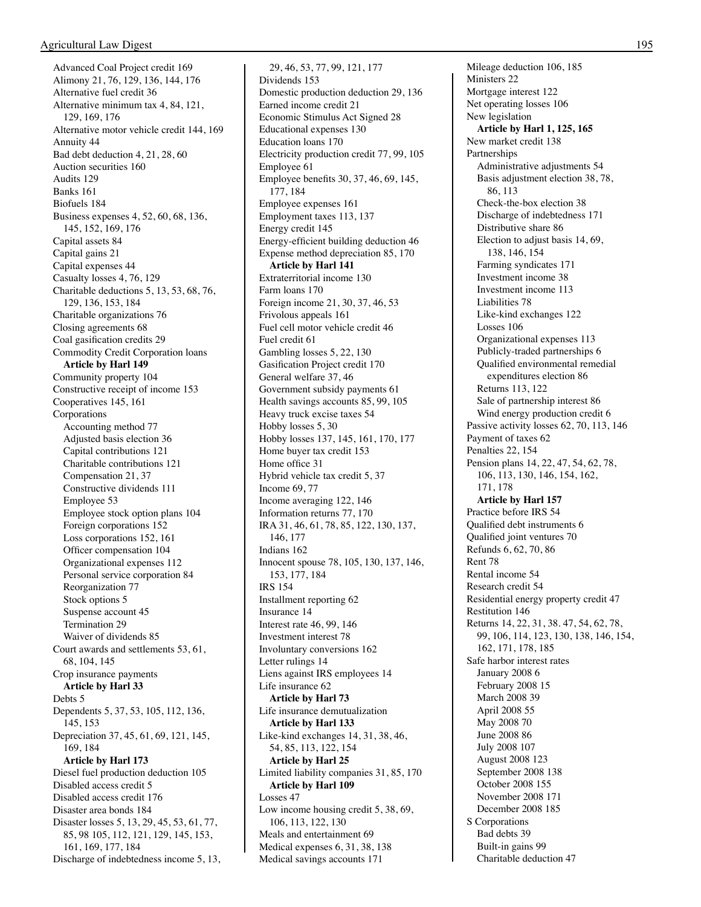Advanced Coal Project credit 169
Alimony 21, 76, 129, 136, 144, 176
Alternative fuel credit 36
Alternative minimum tax 4, 84, 121, 129, 169, 176
Alternative motor vehicle credit 144, 169
Annuity 44
Bad debt deduction 4, 21, 28, 60
Auction securities 160
Audits 129
Banks 161
Biofuels 184
Business expenses 4, 52, 60, 68, 136, 145, 152, 169, 176
Capital assets 84
Capital gains 21
Capital expenses 44
Casualty losses 4, 76, 129
Charitable deductions 5, 13, 53, 68, 76, 129, 136, 153, 184
Charitable organizations 76
Closing agreements 68
Coal gasification credits 29
Commodity Credit Corporation loans
  **Article by Harl 149**
Community property 104
Constructive receipt of income 153
Cooperatives 145, 161
Corporations
  Accounting method 77
  Adjusted basis election 36
  Capital contributions 121
  Charitable contributions 121
  Compensation 21, 37
  Constructive dividends 111
  Employee 53
  Employee stock option plans 104
  Foreign corporations 152
  Loss corporations 152, 161
  Officer compensation 104
  Organizational expenses 112
  Personal service corporation 84
  Reorganization 77
  Stock options 5
  Suspense account 45
  Termination 29
  Waiver of dividends 85
Court awards and settlements 53, 61, 68, 104, 145
Crop insurance payments
  **Article by Harl 33**
Debts 5
Dependents 5, 37, 53, 105, 112, 136, 145, 153
Depreciation 37, 45, 61, 69, 121, 145, 169, 184
  **Article by Harl 173**
Diesel fuel production deduction 105
Disabled access credit 5
Disabled access credit 176
Disaster area bonds 184
Disaster losses 5, 13, 29, 45, 53, 61, 77, 85, 98 105, 112, 121, 129, 145, 153, 161, 169, 177, 184
Discharge of indebtedness income 5, 13, 29, 46, 53, 77, 99, 121, 177
Dividends 153
Domestic production deduction 29, 136
Earned income credit 21
Economic Stimulus Act Signed 28
Educational expenses 130
Education loans 170
Electricity production credit 77, 99, 105
Employee 61
Employee benefits 30, 37, 46, 69, 145, 177, 184
Employee expenses 161
Employment taxes 113, 137
Energy credit 145
Energy-efficient building deduction 46
Expense method depreciation 85, 170
  **Article by Harl 141**
Extraterritorial income 130
Farm loans 170
Foreign income 21, 30, 37, 46, 53
Frivolous appeals 161
Fuel cell motor vehicle credit 46
Fuel credit 61
Gambling losses 5, 22, 130
Gasification Project credit 170
General welfare 37, 46
Government subsidy payments 61
Health savings accounts 85, 99, 105
Heavy truck excise taxes 54
Hobby losses 5, 30
Hobby losses 137, 145, 161, 170, 177
Home buyer tax credit 153
Home office 31
Hybrid vehicle tax credit 5, 37
Income 69, 77
Income averaging 122, 146
Information returns 77, 170
IRA 31, 46, 61, 78, 85, 122, 130, 137, 146, 177
Indians 162
Innocent spouse 78, 105, 130, 137, 146, 153, 177, 184
IRS 154
Installment reporting 62
Insurance 14
Interest rate 46, 99, 146
Investment interest 78
Involuntary conversions 162
Letter rulings 14
Liens against IRS employees 14
Life insurance 62
  **Article by Harl 73**
Life insurance demutualization
  **Article by Harl 133**
Like-kind exchanges 14, 31, 38, 46, 54, 85, 113, 122, 154
  **Article by Harl 25**
Limited liability companies 31, 85, 170
  **Article by Harl 109**
Losses 47
Low income housing credit 5, 38, 69, 106, 113, 122, 130
Meals and entertainment 69
Medical expenses 6, 31, 38, 138
Medical savings accounts 171
Mileage deduction 106, 185
Ministers 22
Mortgage interest 122
Net operating losses 106
New legislation
  **Article by Harl 1, 125, 165**
New market credit 138
Partnerships
  Administrative adjustments 54
  Basis adjustment election 38, 78, 86, 113
  Check-the-box election 38
  Discharge of indebtedness 171
  Distributive share 86
  Election to adjust basis 14, 69, 138, 146, 154
  Farming syndicates 171
  Investment income 38
  Investment income 113
  Liabilities 78
  Like-kind exchanges 122
  Losses 106
  Organizational expenses 113
  Publicly-traded partnerships 6
  Qualified environmental remedial expenditures election 86
  Returns 113, 122
  Sale of partnership interest 86
  Wind energy production credit 6
Passive activity losses 62, 70, 113, 146
Payment of taxes 62
Penalties 22, 154
Pension plans 14, 22, 47, 54, 62, 78, 106, 113, 130, 146, 154, 162, 171, 178
  **Article by Harl 157**
Practice before IRS 54
Qualified debt instruments 6
Qualified joint ventures 70
Refunds 6, 62, 70, 86
Rent 78
Rental income 54
Research credit 54
Residential energy property credit 47
Restitution 146
Returns 14, 22, 31, 38. 47, 54, 62, 78, 99, 106, 114, 123, 130, 138, 146, 154, 162, 171, 178, 185
Safe harbor interest rates
  January 2008 6
  February 2008 15
  March 2008 39
  April 2008 55
  May 2008 70
  June 2008 86
  July 2008 107
  August 2008 123
  September 2008 138
  October 2008 155
  November 2008 171
  December 2008 185
S Corporations
  Bad debts 39
  Built-in gains 99
  Charitable deduction 47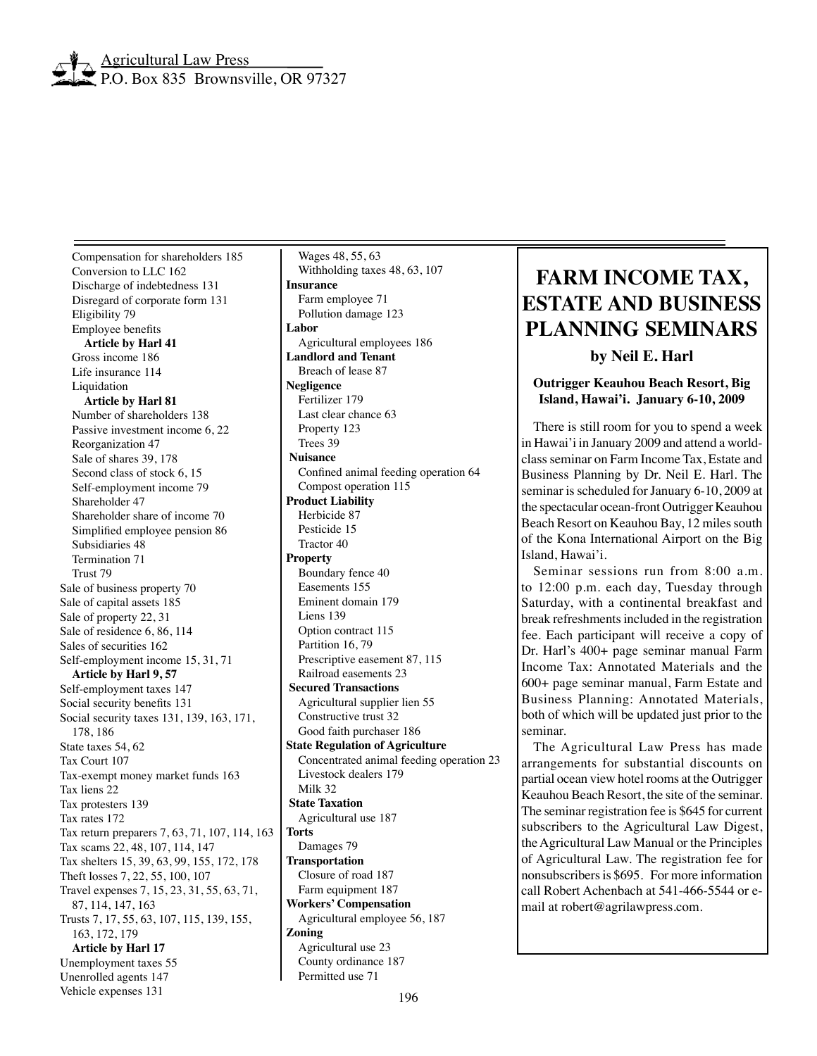Agricultural Law Press
P.O. Box 835 Brownsville, OR 97327

Compensation for shareholders 185
Conversion to LLC 162
Discharge of indebtedness 131
Disregard of corporate form 131
Eligibility 79
Employee benefits
**Article by Harl 41**
Gross income 186
Life insurance 114
Liquidation
**Article by Harl 81**
Number of shareholders 138
Passive investment income 6, 22
Reorganization 47
Sale of shares 39, 178
Second class of stock 6, 15
Self-employment income 79
Shareholder 47
Shareholder share of income 70
Simplified employee pension 86
Subsidiaries 48
Termination 71
Trust 79
Sale of business property 70
Sale of capital assets 185
Sale of property 22, 31
Sale of residence 6, 86, 114
Sales of securities 162
Self-employment income 15, 31, 71
**Article by Harl 9, 57**
Self-employment taxes 147
Social security benefits 131
Social security taxes 131, 139, 163, 171, 178, 186
State taxes 54, 62
Tax Court 107
Tax-exempt money market funds 163
Tax liens 22
Tax protesters 139
Tax rates 172
Tax return preparers 7, 63, 71, 107, 114, 163
Tax scams 22, 48, 107, 114, 147
Tax shelters 15, 39, 63, 99, 155, 172, 178
Theft losses 7, 22, 55, 100, 107
Travel expenses 7, 15, 23, 31, 55, 63, 71, 87, 114, 147, 163
Trusts 7, 17, 55, 63, 107, 115, 139, 155, 163, 172, 179
**Article by Harl 17**
Unemployment taxes 55
Unenrolled agents 147
Vehicle expenses 131
Wages 48, 55, 63
Withholding taxes 48, 63, 107

**Insurance**
Farm employee 71
Pollution damage 123

**Labor**
Agricultural employees 186

**Landlord and Tenant**
Breach of lease 87

**Negligence**
Fertilizer 179
Last clear chance 63
Property 123
Trees 39

**Nuisance**
Confined animal feeding operation 64
Compost operation 115

**Product Liability**
Herbicide 87
Pesticide 15
Tractor 40

**Property**
Boundary fence 40
Easements 155
Eminent domain 179
Liens 139
Option contract 115
Partition 16, 79
Prescriptive easement 87, 115
Railroad easements 23

**Secured Transactions**
Agricultural supplier lien 55
Constructive trust 32
Good faith purchaser 186

**State Regulation of Agriculture**
Concentrated animal feeding operation 23
Livestock dealers 179
Milk 32

**State Taxation**
Agricultural use 187

**Torts**
Damages 79

**Transportation**
Closure of road 187
Farm equipment 187

**Workers' Compensation**
Agricultural employee 56, 187

**Zoning**
Agricultural use 23
County ordinance 187
Permitted use 71

# FARM INCOME TAX, ESTATE AND BUSINESS PLANNING SEMINARS

### by Neil E. Harl

**Outrigger Keauhou Beach Resort, Big Island, Hawai'i. January 6-10, 2009**

There is still room for you to spend a week in Hawai'i in January 2009 and attend a world-class seminar on Farm Income Tax, Estate and Business Planning by Dr. Neil E. Harl. The seminar is scheduled for January 6-10, 2009 at the spectacular ocean-front Outrigger Keauhou Beach Resort on Keauhou Bay, 12 miles south of the Kona International Airport on the Big Island, Hawai'i.

Seminar sessions run from 8:00 a.m. to 12:00 p.m. each day, Tuesday through Saturday, with a continental breakfast and break refreshments included in the registration fee. Each participant will receive a copy of Dr. Harl's 400+ page seminar manual Farm Income Tax: Annotated Materials and the 600+ page seminar manual, Farm Estate and Business Planning: Annotated Materials, both of which will be updated just prior to the seminar.

The Agricultural Law Press has made arrangements for substantial discounts on partial ocean view hotel rooms at the Outrigger Keauhou Beach Resort, the site of the seminar. The seminar registration fee is $645 for current subscribers to the Agricultural Law Digest, the Agricultural Law Manual or the Principles of Agricultural Law. The registration fee for nonsubscribers is $695. For more information call Robert Achenbach at 541-466-5544 or e-mail at robert@agrilawpress.com.